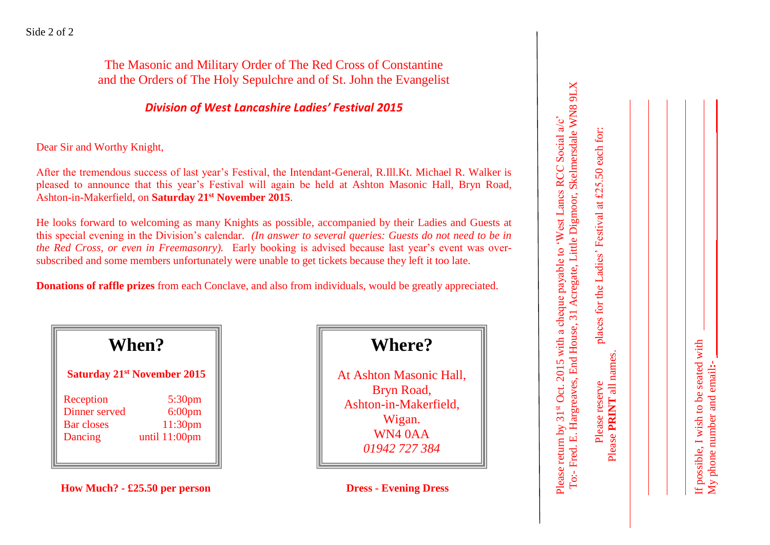The Masonic and Military Order of The Red Cross of Constantine
and the Orders of The Holy Sepulchre and of St. John the Evangelist

### *Division of West Lancashire Ladies' Festival 2015*

Dear Sir and Worthy Knight,

After the tremendous success of last year's Festival, the Intendant-General, R.Ill.Kt. Michael R. Walker is pleased to announce that this year's Festival will again be held at Ashton Masonic Hall, Bryn Road, Ashton-in-Makerfield, on **Saturday 21st November 2015**.

He looks forward to welcoming as many Knights as possible, accompanied by their Ladies and Guests at this special evening in the Division's calendar. *(In answer to several queries: Guests do not need to be in the Red Cross, or even in Freemasonry).* Early booking is advised because last year's event was over-subscribed and some members unfortunately were unable to get tickets because they left it too late.

**Donations of raffle prizes** from each Conclave, and also from individuals, would be greatly appreciated.

## When?

**Saturday 21st November 2015**

| | |
|---|---|
| Reception | 5:30pm |
| Dinner served | 6:00pm |
| Bar closes | 11:30pm |
| Dancing | until 11:00pm |

**How Much? - £25.50 per person**

## Where?

At Ashton Masonic Hall,
Bryn Road,
Ashton-in-Makerfield,
Wigan.
WN4 0AA
*01942 727 384*

**Dress - Evening Dress**

---

Please return by 31st Oct. 2015 with a cheque payable to 'West Lancs RCC Social a/c'
To:- Fred. E. Hargreaves, End House, 31 Acregate, Little Digmoor, Skelmersdale WN8 9LX

Please reserve ____ places for the Ladies' Festival at £25.50 each for:
Please **PRINT** all names.

______________________________

______________________________

______________________________

______________________________

If possible, I wish to be seated with ______________________________
My phone number and email:- ______________________________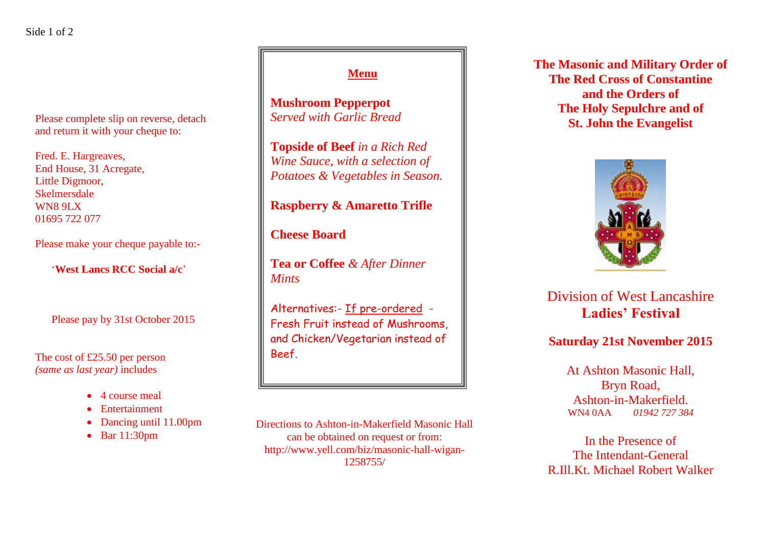Please complete slip on reverse, detach and return it with your cheque to:

Fred. E. Hargreaves,
End House, 31 Acregate,
Little Digmoor,
Skelmersdale
WN8 9LX
01695 722 077

Please make your cheque payable to:-

'**West Lancs RCC Social a/c**'

Please pay by 31st October 2015

The cost of £25.50 per person *(same as last year)* includes

- 4 course meal
- Entertainment
- Dancing until 11.00pm
- Bar 11:30pm

## Menu

**Mushroom Pepperpot**
*Served with Garlic Bread*

**Topside of Beef** *in a Rich Red Wine Sauce, with a selection of Potatoes & Vegetables in Season.*

**Raspberry & Amaretto Trifle**

**Cheese Board**

**Tea or Coffee** *& After Dinner Mints*

Alternatives:- If pre-ordered - Fresh Fruit instead of Mushrooms, and Chicken/Vegetarian instead of Beef.

Directions to Ashton-in-Makerfield Masonic Hall can be obtained on request or from: http://www.yell.com/biz/masonic-hall-wigan-1258755/

# The Masonic and Military Order of The Red Cross of Constantine and the Orders of The Holy Sepulchre and of St. John the Evangelist

Division of West Lancashire
**Ladies' Festival**

**Saturday 21st November 2015**

At Ashton Masonic Hall,
Bryn Road,
Ashton-in-Makerfield.
WN4 0AA *01942 727 384*

In the Presence of
The Intendant-General
R.Ill.Kt. Michael Robert Walker